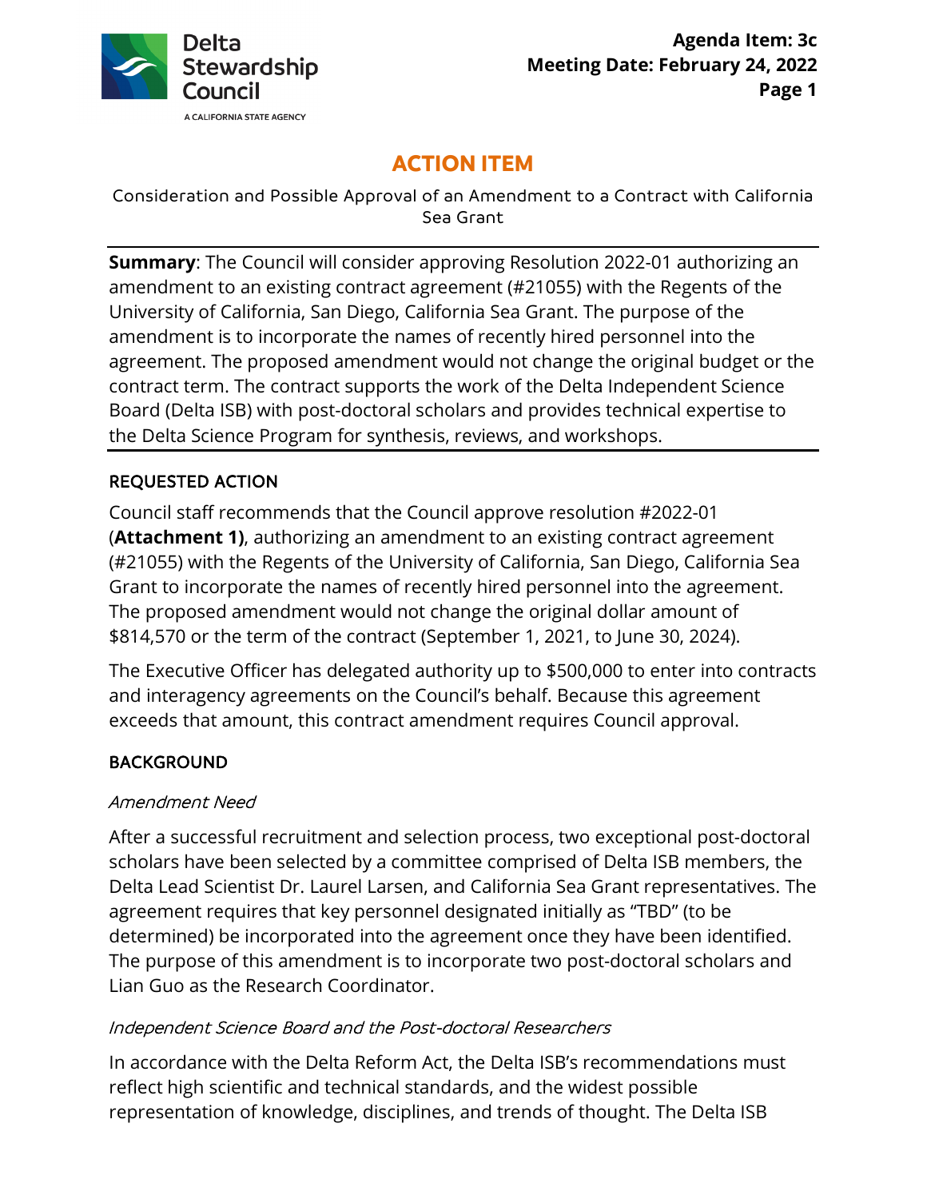# ACTION ITEM

Consideration and Possible Approval of an Amendment to a Contract with California Sea Grant

**Summary**: The Council will consider approving Resolution 2022-01 authorizing an amendment to an existing contract agreement (#21055) with the Regents of the University of California, San Diego, California Sea Grant. The purpose of the amendment is to incorporate the names of recently hired personnel into the agreement. The proposed amendment would not change the original budget or the contract term. The contract supports the work of the Delta Independent Science Board (Delta ISB) with post-doctoral scholars and provides technical expertise to the Delta Science Program for synthesis, reviews, and workshops.

## REQUESTED ACTION

Council staff recommends that the Council approve resolution #2022-01 (**Attachment 1)**, authorizing an amendment to an existing contract agreement (#21055) with the Regents of the University of California, San Diego, California Sea Grant to incorporate the names of recently hired personnel into the agreement. The proposed amendment would not change the original dollar amount of $814,570 or the term of the contract (September 1, 2021, to June 30, 2024).

The Executive Officer has delegated authority up to $500,000 to enter into contracts and interagency agreements on the Council's behalf. Because this agreement exceeds that amount, this contract amendment requires Council approval.

## BACKGROUND

### *Amendment Need*

After a successful recruitment and selection process, two exceptional post-doctoral scholars have been selected by a committee comprised of Delta ISB members, the Delta Lead Scientist Dr. Laurel Larsen, and California Sea Grant representatives. The agreement requires that key personnel designated initially as "TBD" (to be determined) be incorporated into the agreement once they have been identified. The purpose of this amendment is to incorporate two post-doctoral scholars and Lian Guo as the Research Coordinator.

### *Independent Science Board and the Post-doctoral Researchers*

In accordance with the Delta Reform Act, the Delta ISB's recommendations must reflect high scientific and technical standards, and the widest possible representation of knowledge, disciplines, and trends of thought. The Delta ISB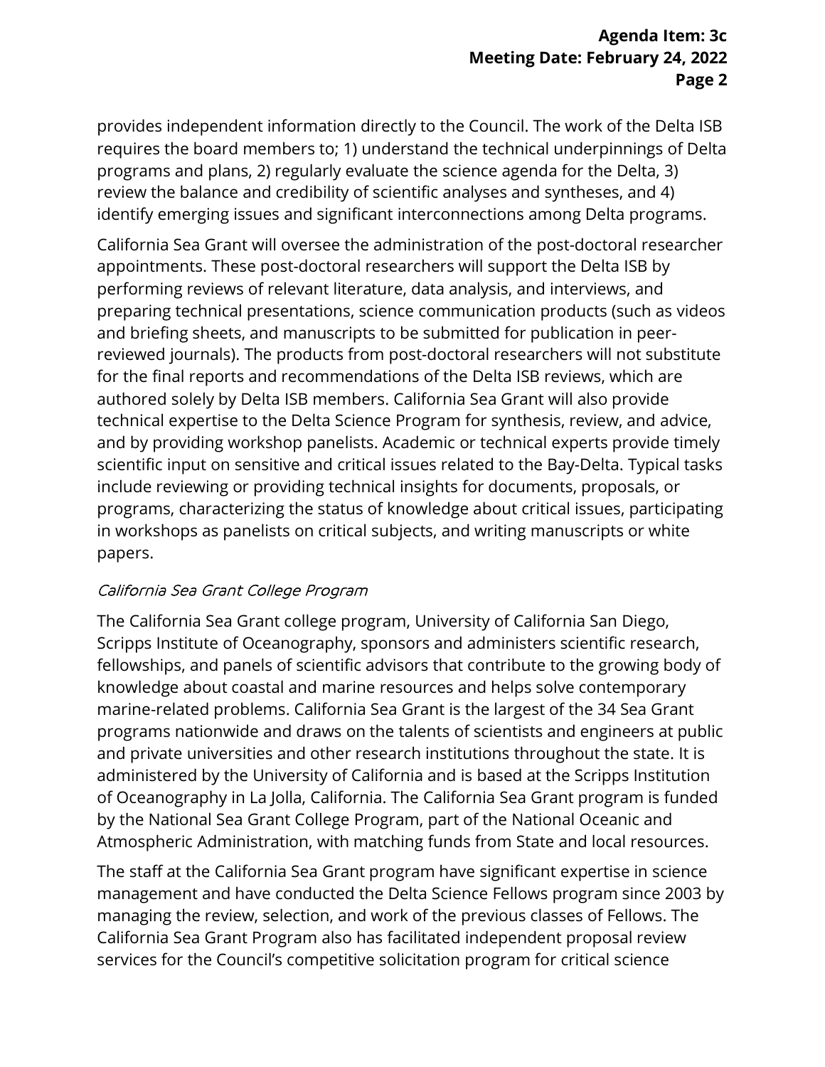provides independent information directly to the Council. The work of the Delta ISB requires the board members to; 1) understand the technical underpinnings of Delta programs and plans, 2) regularly evaluate the science agenda for the Delta, 3) review the balance and credibility of scientific analyses and syntheses, and 4) identify emerging issues and significant interconnections among Delta programs.

California Sea Grant will oversee the administration of the post-doctoral researcher appointments. These post-doctoral researchers will support the Delta ISB by performing reviews of relevant literature, data analysis, and interviews, and preparing technical presentations, science communication products (such as videos and briefing sheets, and manuscripts to be submitted for publication in peer-reviewed journals). The products from post-doctoral researchers will not substitute for the final reports and recommendations of the Delta ISB reviews, which are authored solely by Delta ISB members. California Sea Grant will also provide technical expertise to the Delta Science Program for synthesis, review, and advice, and by providing workshop panelists. Academic or technical experts provide timely scientific input on sensitive and critical issues related to the Bay-Delta. Typical tasks include reviewing or providing technical insights for documents, proposals, or programs, characterizing the status of knowledge about critical issues, participating in workshops as panelists on critical subjects, and writing manuscripts or white papers.

*California Sea Grant College Program*

The California Sea Grant college program, University of California San Diego, Scripps Institute of Oceanography, sponsors and administers scientific research, fellowships, and panels of scientific advisors that contribute to the growing body of knowledge about coastal and marine resources and helps solve contemporary marine-related problems. California Sea Grant is the largest of the 34 Sea Grant programs nationwide and draws on the talents of scientists and engineers at public and private universities and other research institutions throughout the state. It is administered by the University of California and is based at the Scripps Institution of Oceanography in La Jolla, California. The California Sea Grant program is funded by the National Sea Grant College Program, part of the National Oceanic and Atmospheric Administration, with matching funds from State and local resources.

The staff at the California Sea Grant program have significant expertise in science management and have conducted the Delta Science Fellows program since 2003 by managing the review, selection, and work of the previous classes of Fellows. The California Sea Grant Program also has facilitated independent proposal review services for the Council's competitive solicitation program for critical science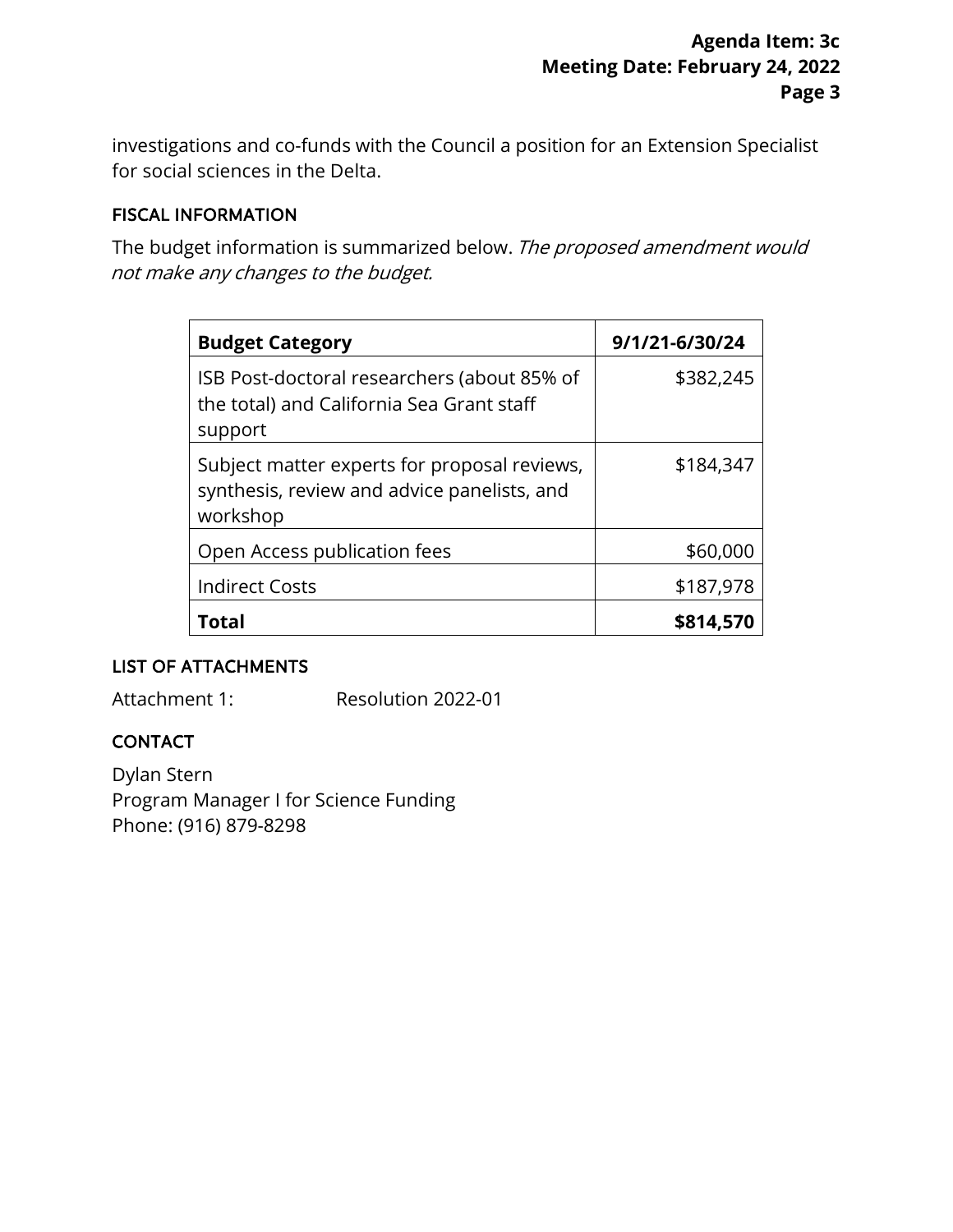investigations and co-funds with the Council a position for an Extension Specialist for social sciences in the Delta.

## FISCAL INFORMATION

The budget information is summarized below. *The proposed amendment would not make any changes to the budget.*

| **Budget Category** | **9/1/21-6/30/24** |
|---|---:|
| ISB Post-doctoral researchers (about 85% of the total) and California Sea Grant staff support | $382,245 |
| Subject matter experts for proposal reviews, synthesis, review and advice panelists, and workshop | $184,347 |
| Open Access publication fees | $60,000 |
| Indirect Costs | $187,978 |
| **Total** | **$814,570** |

## LIST OF ATTACHMENTS

Attachment 1: Resolution 2022-01

## CONTACT

Dylan Stern
Program Manager I for Science Funding
Phone: (916) 879-8298